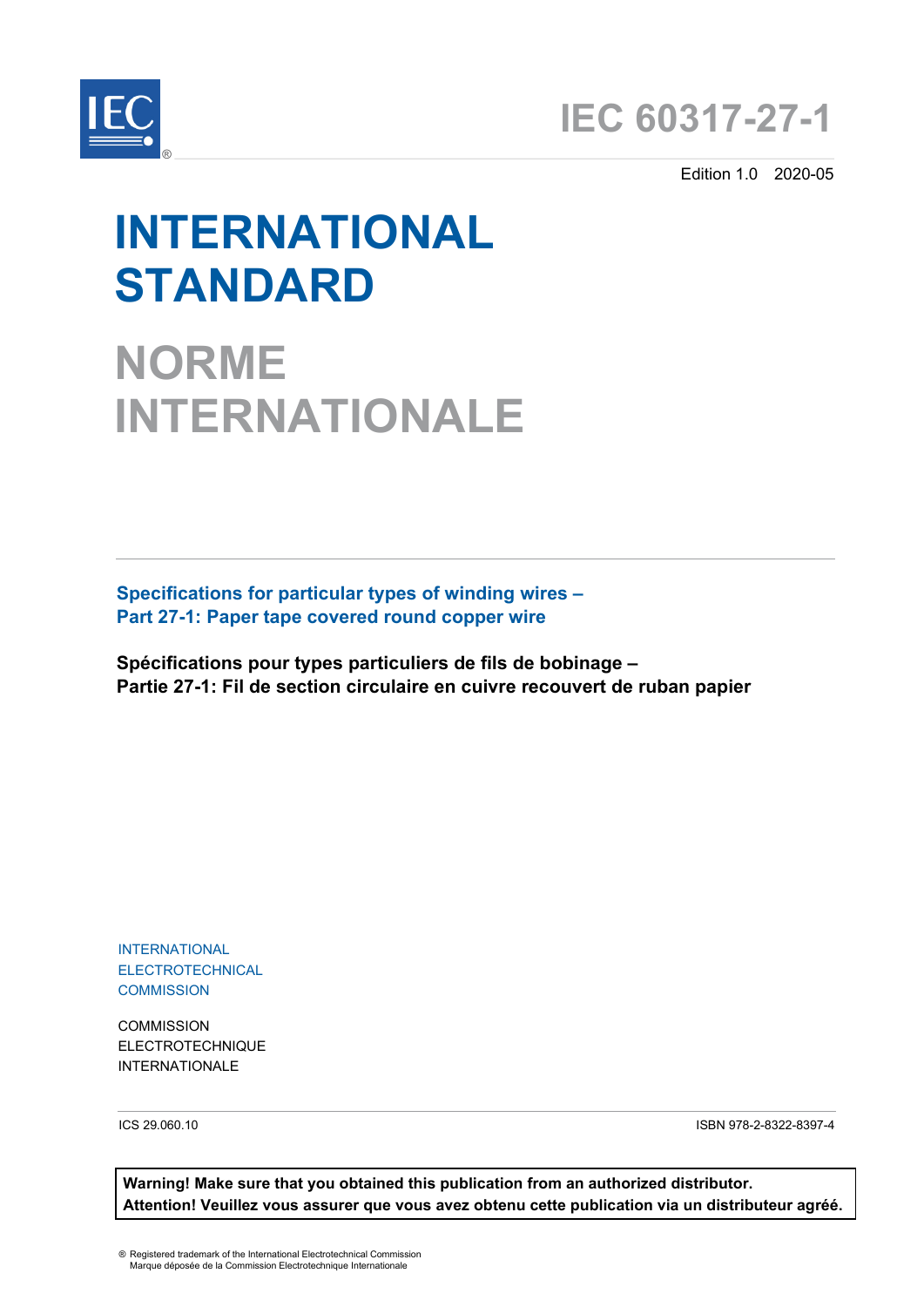# IEC 60317-27-1

Edition 1.0 2020-05

# INTERNATIONAL STANDARD

# NORME INTERNATIONALE

## Specifications for particular types of winding wires –
## Part 27-1: Paper tape covered round copper wire

## Spécifications pour types particuliers de fils de bobinage –
## Partie 27-1: Fil de section circulaire en cuivre recouvert de ruban papier

INTERNATIONAL
ELECTROTECHNICAL
COMMISSION

COMMISSION
ELECTROTECHNIQUE
INTERNATIONALE

ICS 29.060.10

ISBN 978-2-8322-8397-4

**Warning! Make sure that you obtained this publication from an authorized distributor.**
**Attention! Veuillez vous assurer que vous avez obtenu cette publication via un distributeur agréé.**

® Registered trademark of the International Electrotechnical Commission
Marque déposée de la Commission Electrotechnique Internationale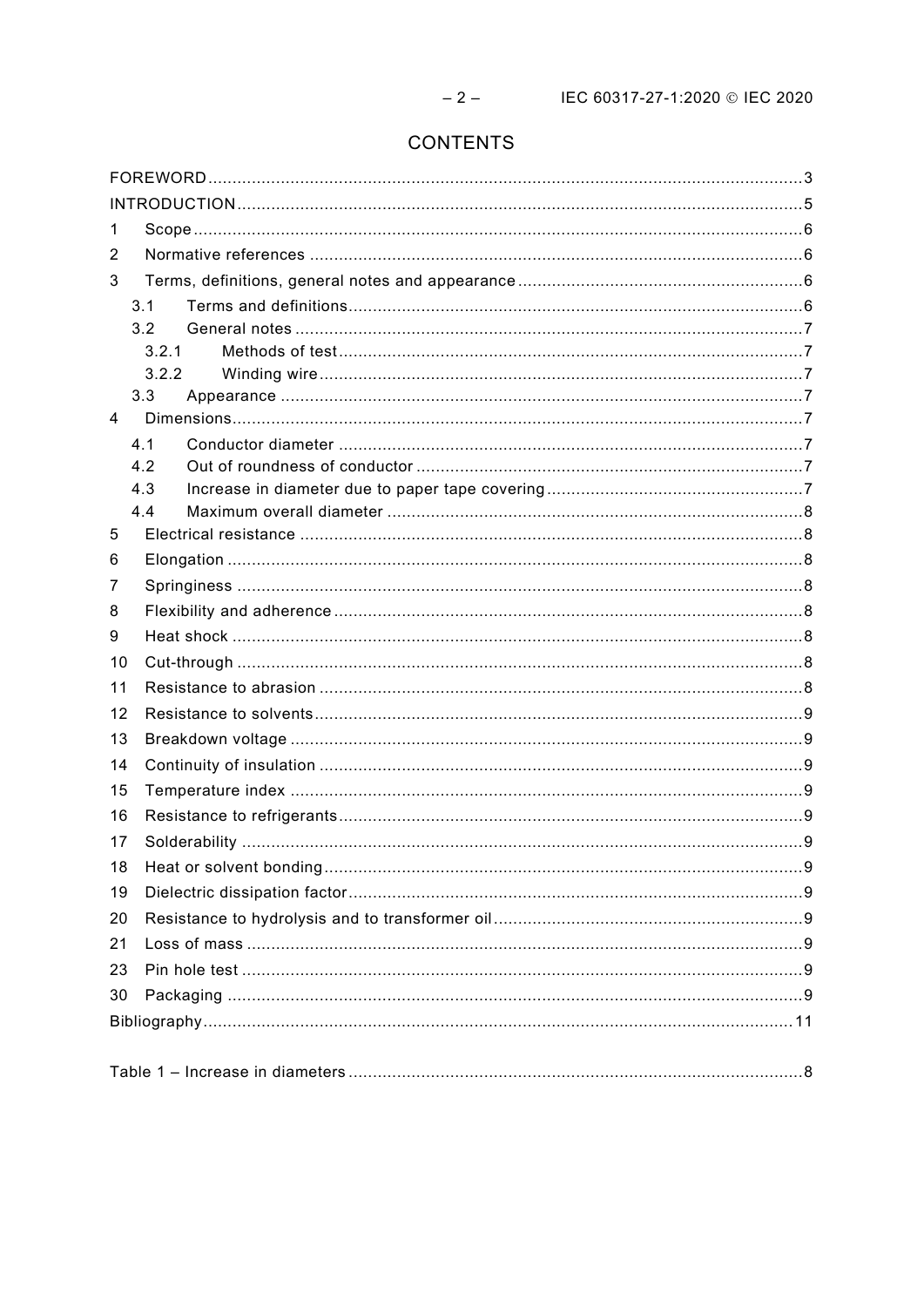# CONTENTS

FOREWORD .......................................................................................................................... 3
INTRODUCTION .................................................................................................................... 5
1 Scope ............................................................................................................................. 6
2 Normative references ..................................................................................................... 6
3 Terms, definitions, general notes and appearance ........................................................... 6
 3.1 Terms and definitions ............................................................................................. 6
 3.2 General notes ......................................................................................................... 7
  3.2.1 Methods of test ................................................................................................ 7
  3.2.2 Winding wire .................................................................................................... 7
 3.3 Appearance ............................................................................................................ 7
4 Dimensions ..................................................................................................................... 7
 4.1 Conductor diameter ................................................................................................ 7
 4.2 Out of roundness of conductor ................................................................................ 7
 4.3 Increase in diameter due to paper tape covering ..................................................... 7
 4.4 Maximum overall diameter ...................................................................................... 8
5 Electrical resistance ........................................................................................................ 8
6 Elongation ...................................................................................................................... 8
7 Springiness .................................................................................................................... 8
8 Flexibility and adherence ................................................................................................. 8
9 Heat shock ..................................................................................................................... 8
10 Cut-through .................................................................................................................... 8
11 Resistance to abrasion .................................................................................................... 8
12 Resistance to solvents ..................................................................................................... 9
13 Breakdown voltage .......................................................................................................... 9
14 Continuity of insulation .................................................................................................... 9
15 Temperature index .......................................................................................................... 9
16 Resistance to refrigerants ............................................................................................... 9
17 Solderability ................................................................................................................... 9
18 Heat or solvent bonding .................................................................................................. 9
19 Dielectric dissipation factor ............................................................................................. 9
20 Resistance to hydrolysis and to transformer oil ................................................................ 9
21 Loss of mass .................................................................................................................. 9
23 Pin hole test ................................................................................................................... 9
30 Packaging ...................................................................................................................... 9
Bibliography ......................................................................................................................... 11

Table 1 – Increase in diameters ............................................................................................. 8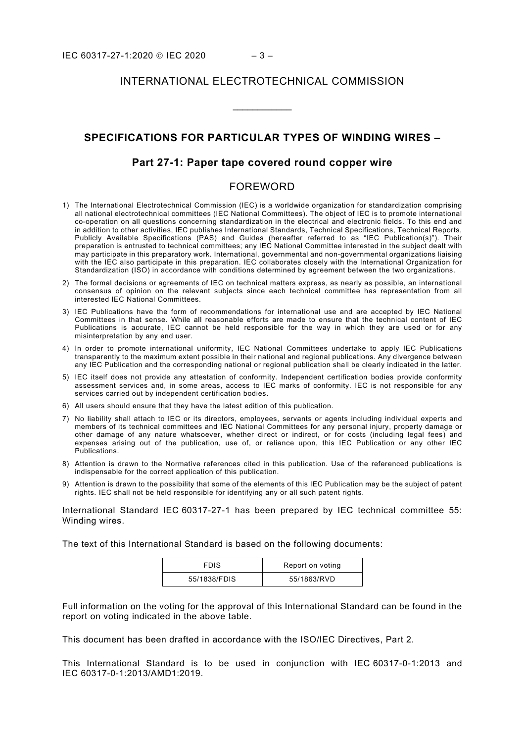INTERNATIONAL ELECTROTECHNICAL COMMISSION

\_\_\_\_\_\_\_\_\_\_\_\_

## SPECIFICATIONS FOR PARTICULAR TYPES OF WINDING WIRES –

### Part 27-1: Paper tape covered round copper wire

## FOREWORD

1) The International Electrotechnical Commission (IEC) is a worldwide organization for standardization comprising all national electrotechnical committees (IEC National Committees). The object of IEC is to promote international co-operation on all questions concerning standardization in the electrical and electronic fields. To this end and in addition to other activities, IEC publishes International Standards, Technical Specifications, Technical Reports, Publicly Available Specifications (PAS) and Guides (hereafter referred to as "IEC Publication(s)"). Their preparation is entrusted to technical committees; any IEC National Committee interested in the subject dealt with may participate in this preparatory work. International, governmental and non-governmental organizations liaising with the IEC also participate in this preparation. IEC collaborates closely with the International Organization for Standardization (ISO) in accordance with conditions determined by agreement between the two organizations.
2) The formal decisions or agreements of IEC on technical matters express, as nearly as possible, an international consensus of opinion on the relevant subjects since each technical committee has representation from all interested IEC National Committees.
3) IEC Publications have the form of recommendations for international use and are accepted by IEC National Committees in that sense. While all reasonable efforts are made to ensure that the technical content of IEC Publications is accurate, IEC cannot be held responsible for the way in which they are used or for any misinterpretation by any end user.
4) In order to promote international uniformity, IEC National Committees undertake to apply IEC Publications transparently to the maximum extent possible in their national and regional publications. Any divergence between any IEC Publication and the corresponding national or regional publication shall be clearly indicated in the latter.
5) IEC itself does not provide any attestation of conformity. Independent certification bodies provide conformity assessment services and, in some areas, access to IEC marks of conformity. IEC is not responsible for any services carried out by independent certification bodies.
6) All users should ensure that they have the latest edition of this publication.
7) No liability shall attach to IEC or its directors, employees, servants or agents including individual experts and members of its technical committees and IEC National Committees for any personal injury, property damage or other damage of any nature whatsoever, whether direct or indirect, or for costs (including legal fees) and expenses arising out of the publication, use of, or reliance upon, this IEC Publication or any other IEC Publications.
8) Attention is drawn to the Normative references cited in this publication. Use of the referenced publications is indispensable for the correct application of this publication.
9) Attention is drawn to the possibility that some of the elements of this IEC Publication may be the subject of patent rights. IEC shall not be held responsible for identifying any or all such patent rights.

International Standard IEC 60317-27-1 has been prepared by IEC technical committee 55: Winding wires.

The text of this International Standard is based on the following documents:

| FDIS | Report on voting |
|---|---|
| 55/1838/FDIS | 55/1863/RVD |

Full information on the voting for the approval of this International Standard can be found in the report on voting indicated in the above table.

This document has been drafted in accordance with the ISO/IEC Directives, Part 2.

This International Standard is to be used in conjunction with IEC 60317-0-1:2013 and IEC 60317-0-1:2013/AMD1:2019.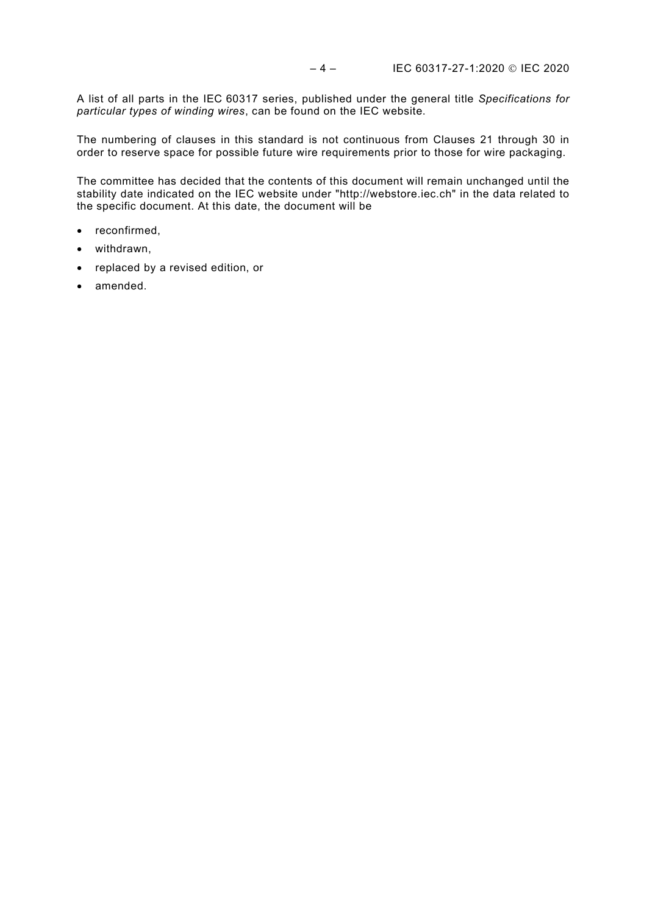A list of all parts in the IEC 60317 series, published under the general title *Specifications for particular types of winding wires*, can be found on the IEC website.

The numbering of clauses in this standard is not continuous from Clauses 21 through 30 in order to reserve space for possible future wire requirements prior to those for wire packaging.

The committee has decided that the contents of this document will remain unchanged until the stability date indicated on the IEC website under "http://webstore.iec.ch" in the data related to the specific document. At this date, the document will be

- reconfirmed,
- withdrawn,
- replaced by a revised edition, or
- amended.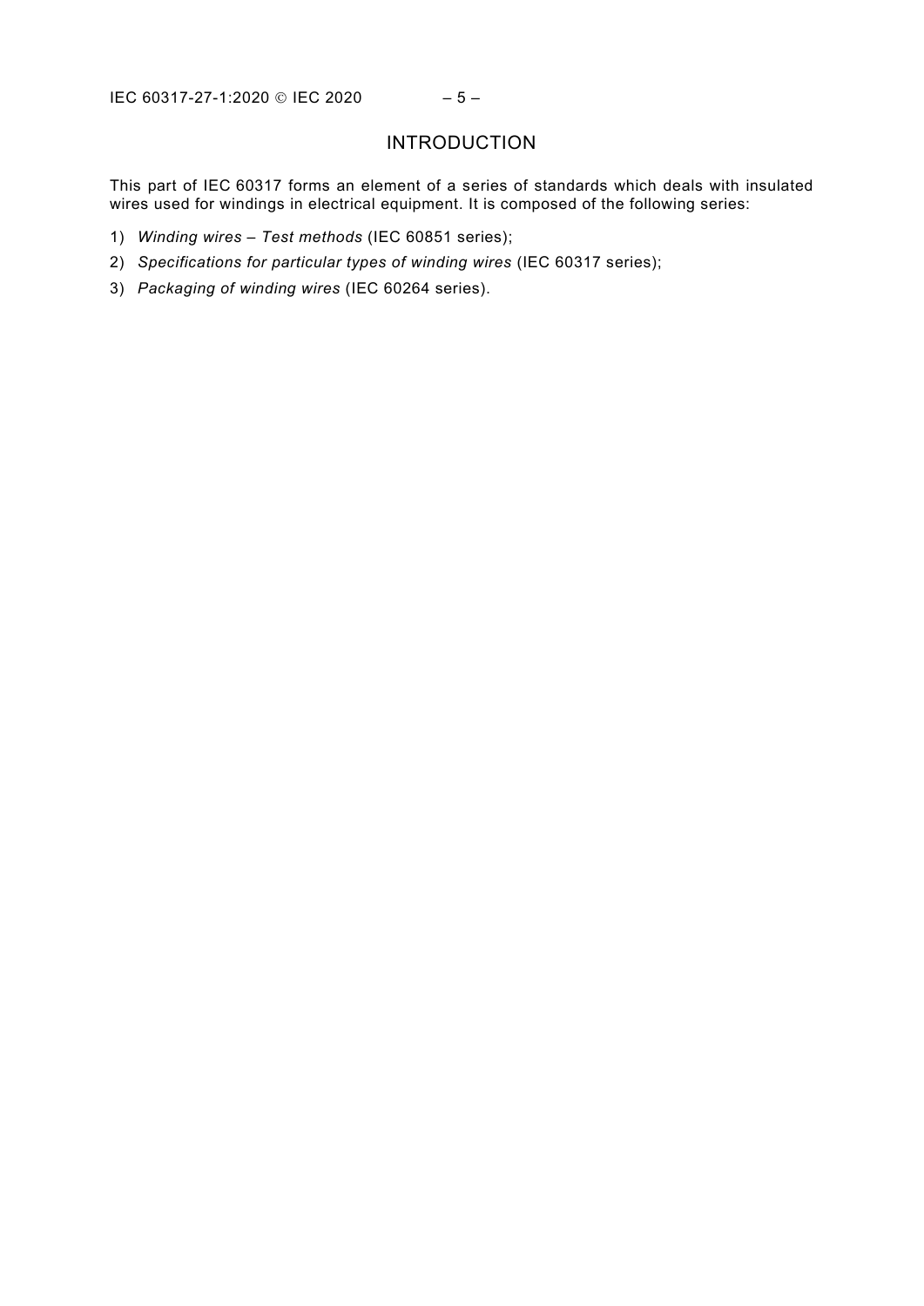# INTRODUCTION

This part of IEC 60317 forms an element of a series of standards which deals with insulated wires used for windings in electrical equipment. It is composed of the following series:

1) *Winding wires – Test methods* (IEC 60851 series);
2) *Specifications for particular types of winding wires* (IEC 60317 series);
3) *Packaging of winding wires* (IEC 60264 series).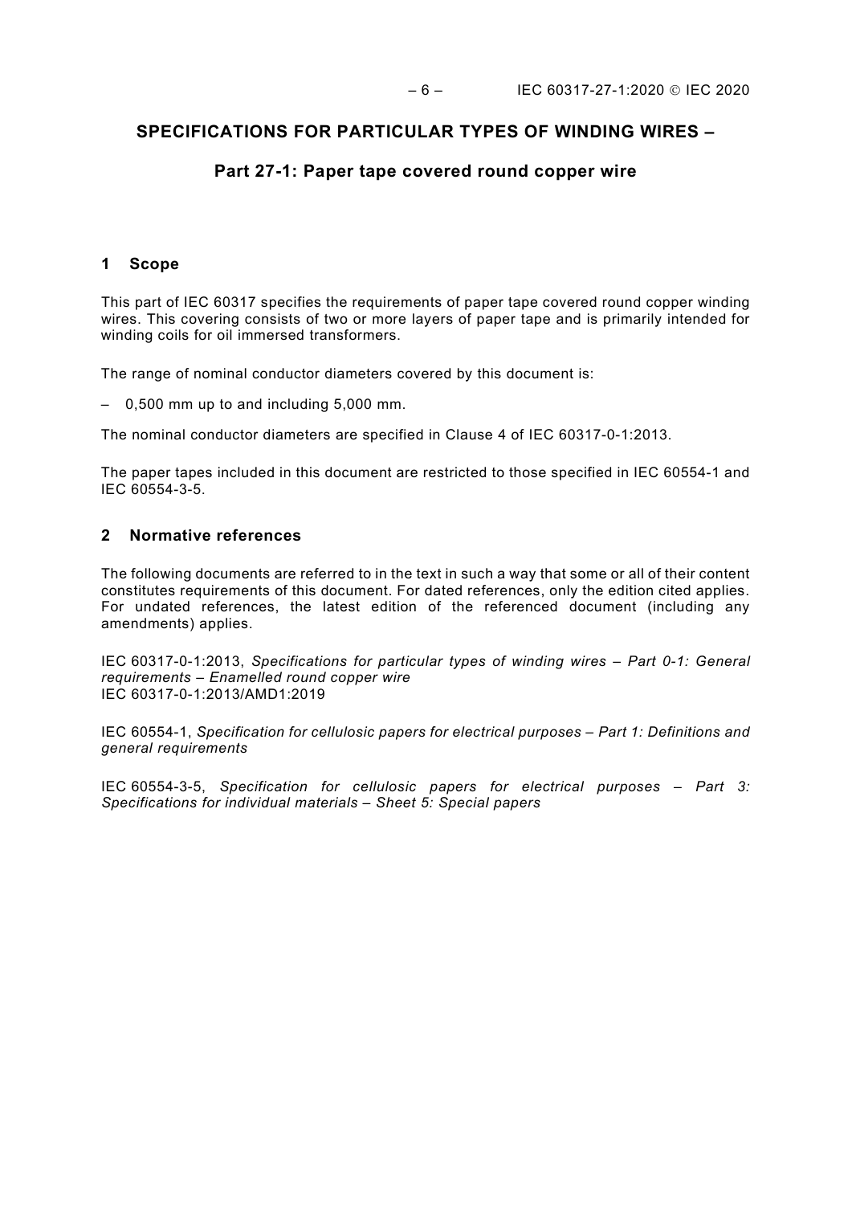# SPECIFICATIONS FOR PARTICULAR TYPES OF WINDING WIRES –

## Part 27-1: Paper tape covered round copper wire

## 1 Scope

This part of IEC 60317 specifies the requirements of paper tape covered round copper winding wires. This covering consists of two or more layers of paper tape and is primarily intended for winding coils for oil immersed transformers.

The range of nominal conductor diameters covered by this document is:

– 0,500 mm up to and including 5,000 mm.

The nominal conductor diameters are specified in Clause 4 of IEC 60317-0-1:2013.

The paper tapes included in this document are restricted to those specified in IEC 60554-1 and IEC 60554-3-5.

## 2 Normative references

The following documents are referred to in the text in such a way that some or all of their content constitutes requirements of this document. For dated references, only the edition cited applies. For undated references, the latest edition of the referenced document (including any amendments) applies.

IEC 60317-0-1:2013, *Specifications for particular types of winding wires – Part 0-1: General requirements – Enamelled round copper wire*
IEC 60317-0-1:2013/AMD1:2019

IEC 60554-1, *Specification for cellulosic papers for electrical purposes – Part 1: Definitions and general requirements*

IEC 60554-3-5, *Specification for cellulosic papers for electrical purposes – Part 3: Specifications for individual materials – Sheet 5: Special papers*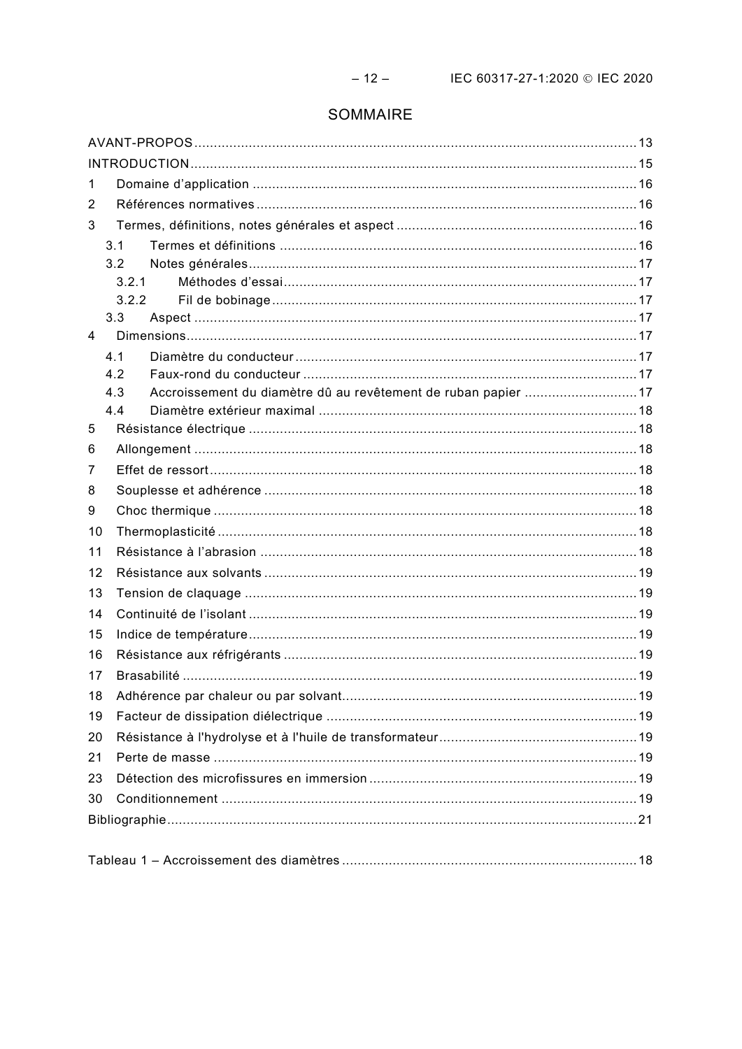# SOMMAIRE

AVANT-PROPOS ........................................................................................................ 13

INTRODUCTION ........................................................................................................ 15

1 Domaine d'application ........................................................................................ 16

2 Références normatives ........................................................................................ 16

3 Termes, définitions, notes générales et aspect .................................................... 16

3.1 Termes et définitions ..................................................................................... 16

3.2 Notes générales ............................................................................................. 17

3.2.1 Méthodes d'essai ....................................................................................... 17

3.2.2 Fil de bobinage .......................................................................................... 17

3.3 Aspect ............................................................................................................ 17

4 Dimensions ........................................................................................................... 17

4.1 Diamètre du conducteur ................................................................................. 17

4.2 Faux-rond du conducteur ................................................................................ 17

4.3 Accroissement du diamètre dû au revêtement de ruban papier ...................... 17

4.4 Diamètre extérieur maximal ............................................................................ 18

5 Résistance électrique ............................................................................................ 18

6 Allongement .......................................................................................................... 18

7 Effet de ressort ...................................................................................................... 18

8 Souplesse et adhérence ........................................................................................ 18

9 Choc thermique ..................................................................................................... 18

10 Thermoplasticité .................................................................................................. 18

11 Résistance à l'abrasion ........................................................................................ 18

12 Résistance aux solvants ....................................................................................... 19

13 Tension de claquage ............................................................................................ 19

14 Continuité de l'isolant .......................................................................................... 19

15 Indice de température .......................................................................................... 19

16 Résistance aux réfrigérants .................................................................................. 19

17 Brasabilité ............................................................................................................ 19

18 Adhérence par chaleur ou par solvant .................................................................. 19

19 Facteur de dissipation diélectrique ....................................................................... 19

20 Résistance à l'hydrolyse et à l'huile de transformateur ......................................... 19

21 Perte de masse .................................................................................................... 19

23 Détection des microfissures en immersion ........................................................... 19

30 Conditionnement .................................................................................................. 19

Bibliographie ............................................................................................................. 21

Tableau 1 – Accroissement des diamètres ................................................................. 18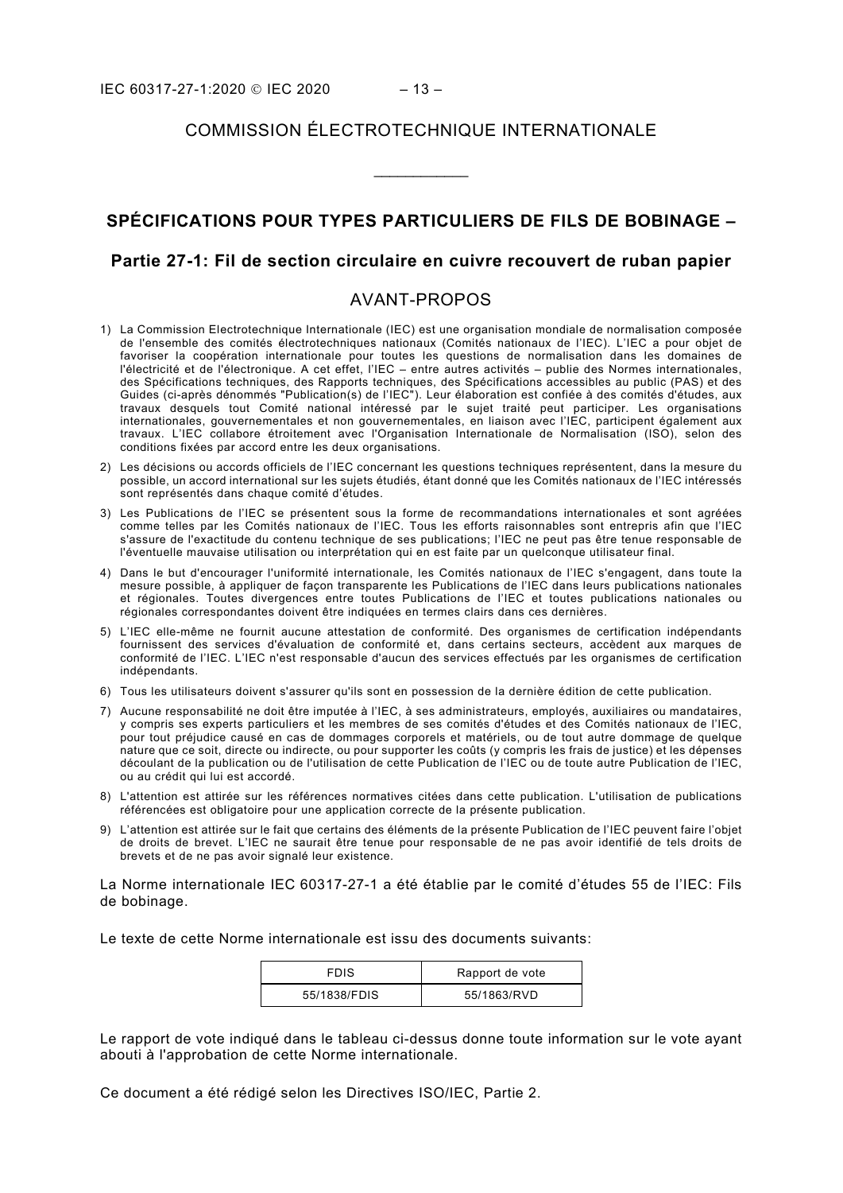# COMMISSION ÉLECTROTECHNIQUE INTERNATIONALE

\_\_\_\_\_\_\_\_\_\_\_\_

## SPÉCIFICATIONS POUR TYPES PARTICULIERS DE FILS DE BOBINAGE –

## Partie 27-1: Fil de section circulaire en cuivre recouvert de ruban papier

## AVANT-PROPOS

1) La Commission Electrotechnique Internationale (IEC) est une organisation mondiale de normalisation composée de l'ensemble des comités électrotechniques nationaux (Comités nationaux de l'IEC). L'IEC a pour objet de favoriser la coopération internationale pour toutes les questions de normalisation dans les domaines de l'électricité et de l'électronique. A cet effet, l'IEC – entre autres activités – publie des Normes internationales, des Spécifications techniques, des Rapports techniques, des Spécifications accessibles au public (PAS) et des Guides (ci-après dénommés "Publication(s) de l'IEC"). Leur élaboration est confiée à des comités d'études, aux travaux desquels tout Comité national intéressé par le sujet traité peut participer. Les organisations internationales, gouvernementales et non gouvernementales, en liaison avec l'IEC, participent également aux travaux. L'IEC collabore étroitement avec l'Organisation Internationale de Normalisation (ISO), selon des conditions fixées par accord entre les deux organisations.

2) Les décisions ou accords officiels de l'IEC concernant les questions techniques représentent, dans la mesure du possible, un accord international sur les sujets étudiés, étant donné que les Comités nationaux de l'IEC intéressés sont représentés dans chaque comité d'études.

3) Les Publications de l'IEC se présentent sous la forme de recommandations internationales et sont agréées comme telles par les Comités nationaux de l'IEC. Tous les efforts raisonnables sont entrepris afin que l'IEC s'assure de l'exactitude du contenu technique de ses publications; l'IEC ne peut pas être tenue responsable de l'éventuelle mauvaise utilisation ou interprétation qui en est faite par un quelconque utilisateur final.

4) Dans le but d'encourager l'uniformité internationale, les Comités nationaux de l'IEC s'engagent, dans toute la mesure possible, à appliquer de façon transparente les Publications de l'IEC dans leurs publications nationales et régionales. Toutes divergences entre toutes Publications de l'IEC et toutes publications nationales ou régionales correspondantes doivent être indiquées en termes clairs dans ces dernières.

5) L'IEC elle-même ne fournit aucune attestation de conformité. Des organismes de certification indépendants fournissent des services d'évaluation de conformité et, dans certains secteurs, accèdent aux marques de conformité de l'IEC. L'IEC n'est responsable d'aucun des services effectués par les organismes de certification indépendants.

6) Tous les utilisateurs doivent s'assurer qu'ils sont en possession de la dernière édition de cette publication.

7) Aucune responsabilité ne doit être imputée à l'IEC, à ses administrateurs, employés, auxiliaires ou mandataires, y compris ses experts particuliers et les membres de ses comités d'études et des Comités nationaux de l'IEC, pour tout préjudice causé en cas de dommages corporels et matériels, ou de tout autre dommage de quelque nature que ce soit, directe ou indirecte, ou pour supporter les coûts (y compris les frais de justice) et les dépenses découlant de la publication ou de l'utilisation de cette Publication de l'IEC ou de toute autre Publication de l'IEC, ou au crédit qui lui est accordé.

8) L'attention est attirée sur les références normatives citées dans cette publication. L'utilisation de publications référencées est obligatoire pour une application correcte de la présente publication.

9) L'attention est attirée sur le fait que certains des éléments de la présente Publication de l'IEC peuvent faire l'objet de droits de brevet. L'IEC ne saurait être tenue pour responsable de ne pas avoir identifié de tels droits de brevets et de ne pas avoir signalé leur existence.

La Norme internationale IEC 60317-27-1 a été établie par le comité d'études 55 de l'IEC: Fils de bobinage.

Le texte de cette Norme internationale est issu des documents suivants:

| FDIS | Rapport de vote |
|---|---|
| 55/1838/FDIS | 55/1863/RVD |

Le rapport de vote indiqué dans le tableau ci-dessus donne toute information sur le vote ayant abouti à l'approbation de cette Norme internationale.

Ce document a été rédigé selon les Directives ISO/IEC, Partie 2.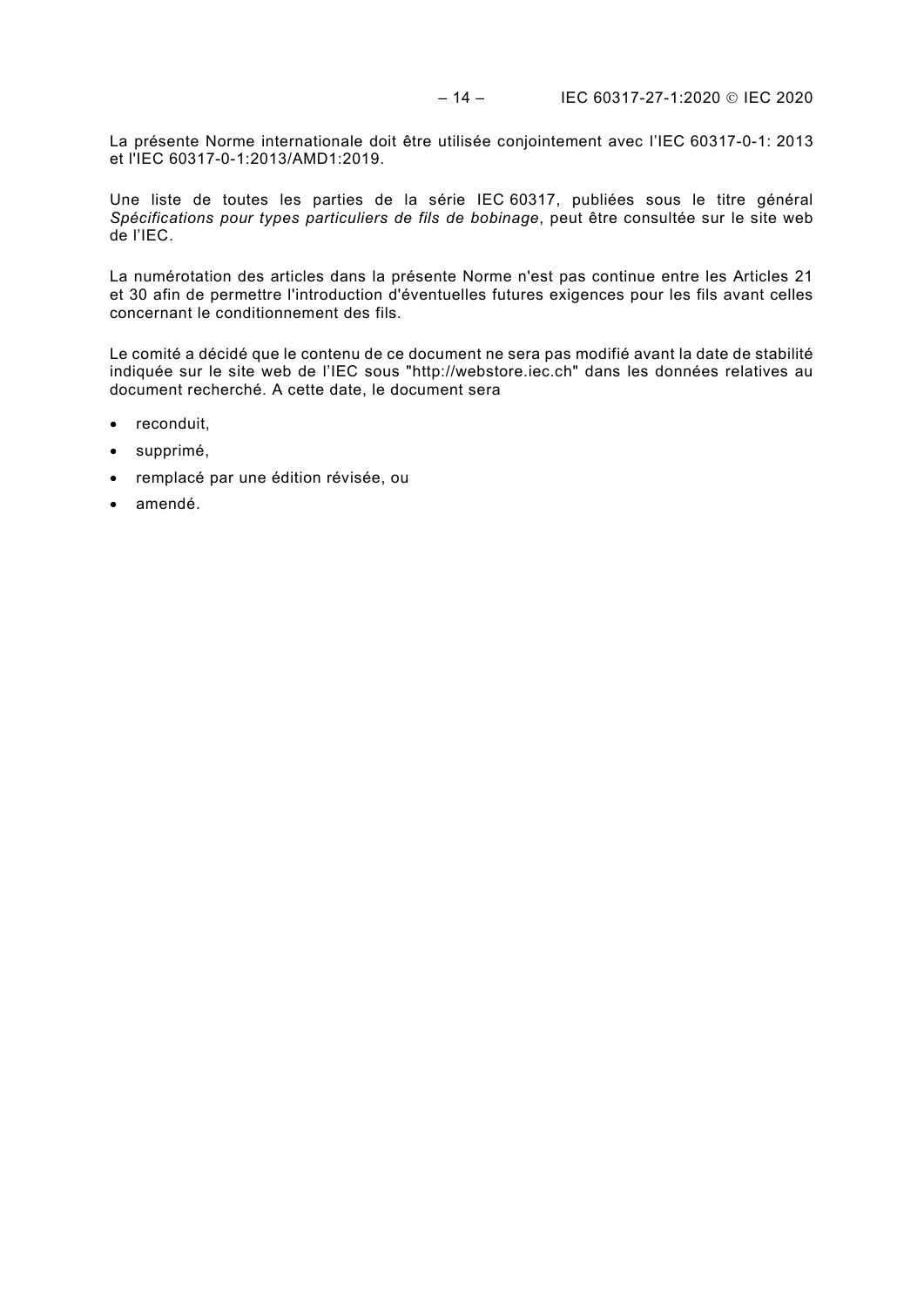La présente Norme internationale doit être utilisée conjointement avec l'IEC 60317-0-1: 2013 et l'IEC 60317-0-1:2013/AMD1:2019.

Une liste de toutes les parties de la série IEC 60317, publiées sous le titre général *Spécifications pour types particuliers de fils de bobinage*, peut être consultée sur le site web de l'IEC.

La numérotation des articles dans la présente Norme n'est pas continue entre les Articles 21 et 30 afin de permettre l'introduction d'éventuelles futures exigences pour les fils avant celles concernant le conditionnement des fils.

Le comité a décidé que le contenu de ce document ne sera pas modifié avant la date de stabilité indiquée sur le site web de l'IEC sous "http://webstore.iec.ch" dans les données relatives au document recherché. A cette date, le document sera

- reconduit,
- supprimé,
- remplacé par une édition révisée, ou
- amendé.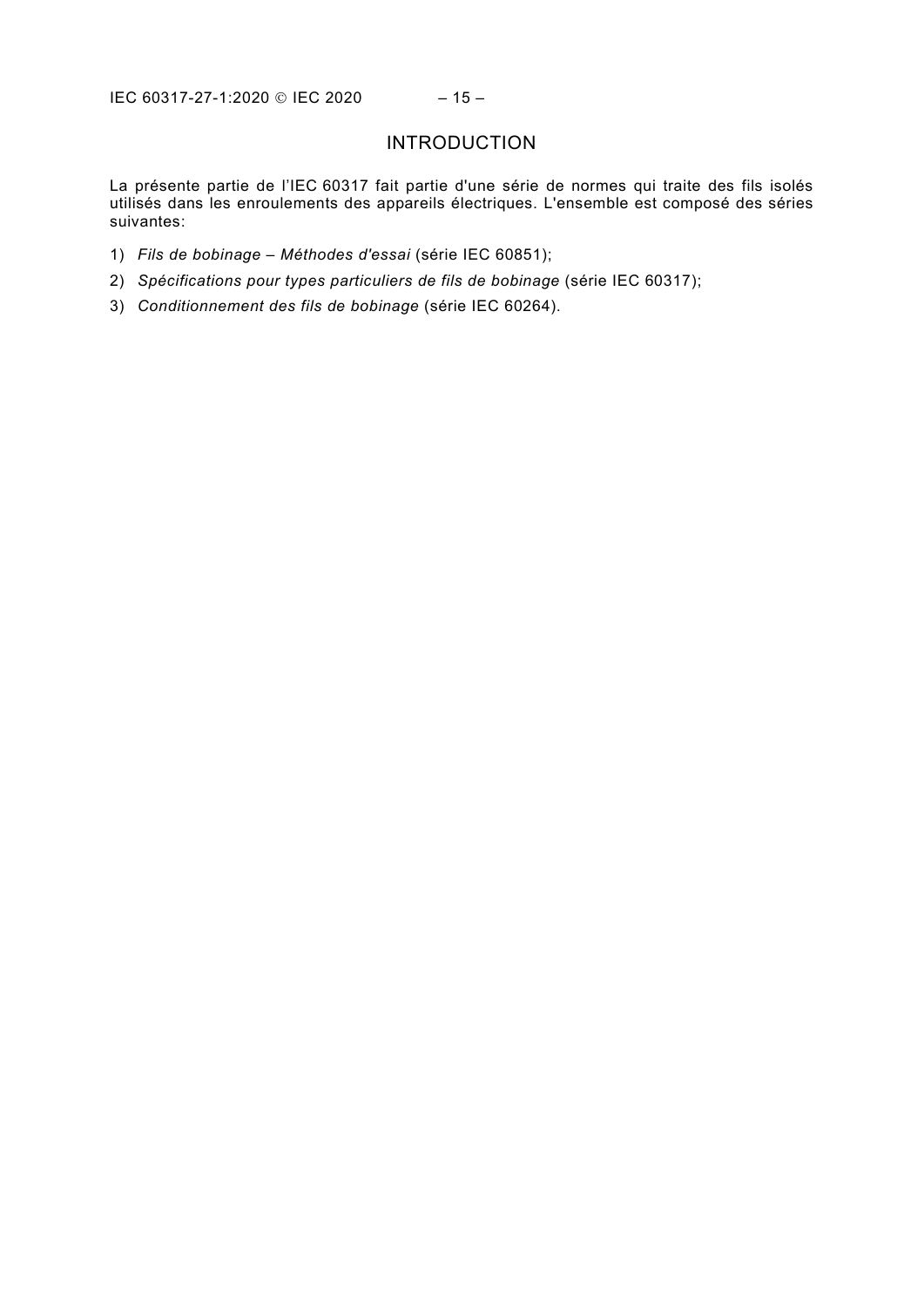# INTRODUCTION

La présente partie de l'IEC 60317 fait partie d'une série de normes qui traite des fils isolés utilisés dans les enroulements des appareils électriques. L'ensemble est composé des séries suivantes:

1) *Fils de bobinage – Méthodes d'essai* (série IEC 60851);
2) *Spécifications pour types particuliers de fils de bobinage* (série IEC 60317);
3) *Conditionnement des fils de bobinage* (série IEC 60264).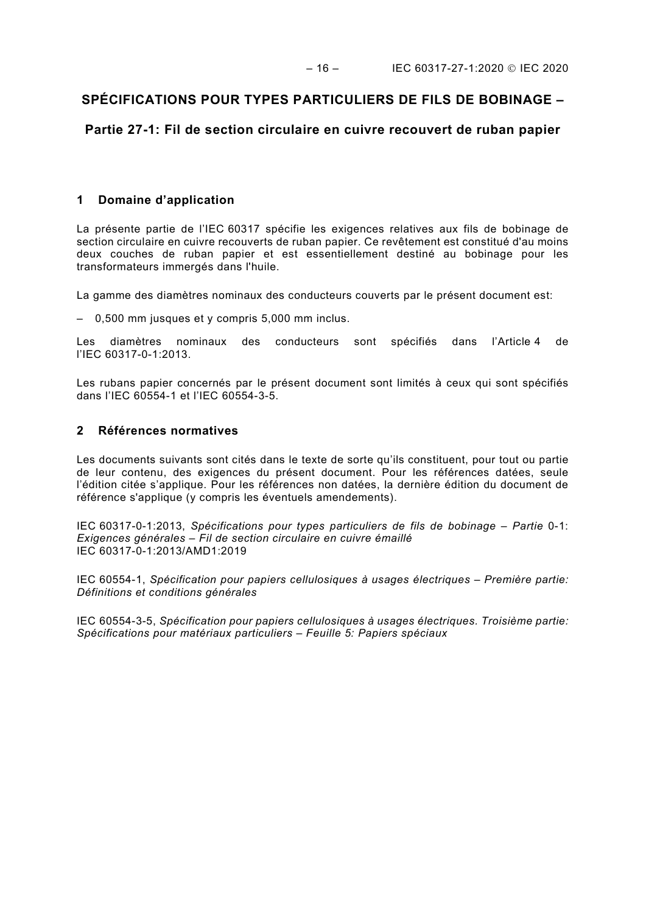# SPÉCIFICATIONS POUR TYPES PARTICULIERS DE FILS DE BOBINAGE –

## Partie 27-1: Fil de section circulaire en cuivre recouvert de ruban papier

## 1 Domaine d'application

La présente partie de l'IEC 60317 spécifie les exigences relatives aux fils de bobinage de section circulaire en cuivre recouverts de ruban papier. Ce revêtement est constitué d'au moins deux couches de ruban papier et est essentiellement destiné au bobinage pour les transformateurs immergés dans l'huile.

La gamme des diamètres nominaux des conducteurs couverts par le présent document est:

– 0,500 mm jusques et y compris 5,000 mm inclus.

Les diamètres nominaux des conducteurs sont spécifiés dans l'Article 4 de l'IEC 60317-0-1:2013.

Les rubans papier concernés par le présent document sont limités à ceux qui sont spécifiés dans l'IEC 60554-1 et l'IEC 60554-3-5.

## 2 Références normatives

Les documents suivants sont cités dans le texte de sorte qu'ils constituent, pour tout ou partie de leur contenu, des exigences du présent document. Pour les références datées, seule l'édition citée s'applique. Pour les références non datées, la dernière édition du document de référence s'applique (y compris les éventuels amendements).

IEC 60317-0-1:2013, *Spécifications pour types particuliers de fils de bobinage – Partie* 0-1: *Exigences générales – Fil de section circulaire en cuivre émaillé*
IEC 60317-0-1:2013/AMD1:2019

IEC 60554-1, *Spécification pour papiers cellulosiques à usages électriques – Première partie: Définitions et conditions générales*

IEC 60554-3-5, *Spécification pour papiers cellulosiques à usages électriques. Troisième partie: Spécifications pour matériaux particuliers – Feuille 5: Papiers spéciaux*